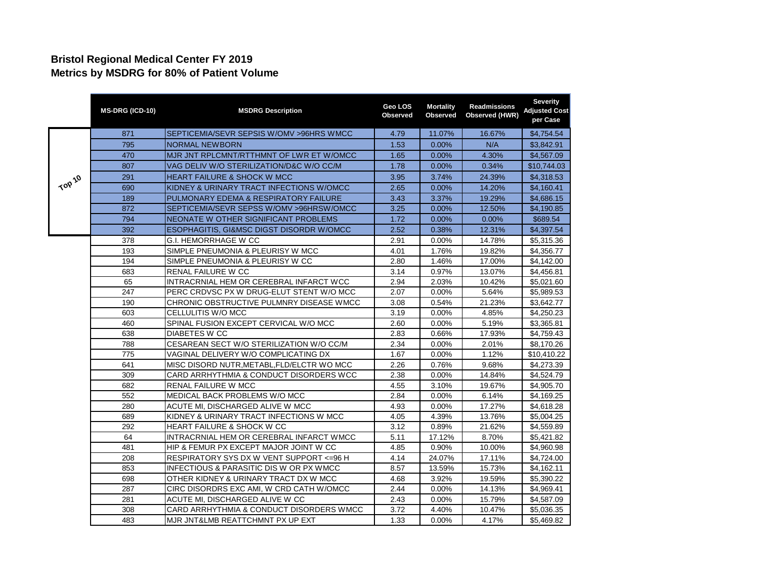## Bristol Regional Medical Center FY 2019
## Metrics by MSDRG for 80% of Patient Volume

| | MS-DRG (ICD-10) | MSDRG Description | Geo LOS Observed | Mortality Observed | Readmissions Observed (HWR) | Severity Adjusted Cost per Case |
|---|---|---|---|---|---|---|
| Top 10 | 871 | SEPTICEMIA/SEVR SEPSIS W/OMV >96HRS WMCC | 4.79 | 11.07% | 16.67% | $4,754.54 |
| | 795 | NORMAL NEWBORN | 1.53 | 0.00% | N/A | $3,842.91 |
| | 470 | MJR JNT RPLCMNT/RTTHMNT OF LWR ET W/OMCC | 1.65 | 0.00% | 4.30% | $4,567.09 |
| | 807 | VAG DELIV W/O STERILIZATION/D&C W/O CC/M | 1.78 | 0.00% | 0.34% | $10,744.03 |
| | 291 | HEART FAILURE & SHOCK W MCC | 3.95 | 3.74% | 24.39% | $4,318.53 |
| | 690 | KIDNEY & URINARY TRACT INFECTIONS W/OMCC | 2.65 | 0.00% | 14.20% | $4,160.41 |
| | 189 | PULMONARY EDEMA & RESPIRATORY FAILURE | 3.43 | 3.37% | 19.29% | $4,686.15 |
| | 872 | SEPTICEMIA/SEVR SEPSS W/OMV >96HRSW/OMCC | 3.25 | 0.00% | 12.50% | $4,190.85 |
| | 794 | NEONATE W OTHER SIGNIFICANT PROBLEMS | 1.72 | 0.00% | 0.00% | $689.54 |
| | 392 | ESOPHAGITIS, GI&MSC DIGST DISORDR W/OMCC | 2.52 | 0.38% | 12.31% | $4,397.54 |
| | 378 | G.I. HEMORRHAGE W CC | 2.91 | 0.00% | 14.78% | $5,315.36 |
| | 193 | SIMPLE PNEUMONIA & PLEURISY W MCC | 4.01 | 1.76% | 19.82% | $4,356.77 |
| | 194 | SIMPLE PNEUMONIA & PLEURISY W CC | 2.80 | 1.46% | 17.00% | $4,142.00 |
| | 683 | RENAL FAILURE W CC | 3.14 | 0.97% | 13.07% | $4,456.81 |
| | 65 | INTRACRNIAL HEM OR CEREBRAL INFARCT WCC | 2.94 | 2.03% | 10.42% | $5,021.60 |
| | 247 | PERC CRDVSC PX W DRUG-ELUT STENT W/O MCC | 2.07 | 0.00% | 5.64% | $5,989.53 |
| | 190 | CHRONIC OBSTRUCTIVE PULMNRY DISEASE WMCC | 3.08 | 0.54% | 21.23% | $3,642.77 |
| | 603 | CELLULITIS W/O MCC | 3.19 | 0.00% | 4.85% | $4,250.23 |
| | 460 | SPINAL FUSION EXCEPT CERVICAL W/O MCC | 2.60 | 0.00% | 5.19% | $3,365.81 |
| | 638 | DIABETES W CC | 2.83 | 0.66% | 17.93% | $4,759.43 |
| | 788 | CESAREAN SECT W/O STERILIZATION W/O CC/M | 2.34 | 0.00% | 2.01% | $8,170.26 |
| | 775 | VAGINAL DELIVERY W/O COMPLICATING DX | 1.67 | 0.00% | 1.12% | $10,410.22 |
| | 641 | MISC DISORD NUTR,METABL,FLD/ELCTR WO MCC | 2.26 | 0.76% | 9.68% | $4,273.39 |
| | 309 | CARD ARRHYTHMIA & CONDUCT DISORDERS WCC | 2.38 | 0.00% | 14.84% | $4,524.79 |
| | 682 | RENAL FAILURE W MCC | 4.55 | 3.10% | 19.67% | $4,905.70 |
| | 552 | MEDICAL BACK PROBLEMS W/O MCC | 2.84 | 0.00% | 6.14% | $4,169.25 |
| | 280 | ACUTE MI, DISCHARGED ALIVE W MCC | 4.93 | 0.00% | 17.27% | $4,618.28 |
| | 689 | KIDNEY & URINARY TRACT INFECTIONS W MCC | 4.05 | 4.39% | 13.76% | $5,004.25 |
| | 292 | HEART FAILURE & SHOCK W CC | 3.12 | 0.89% | 21.62% | $4,559.89 |
| | 64 | INTRACRNIAL HEM OR CEREBRAL INFARCT WMCC | 5.11 | 17.12% | 8.70% | $5,421.82 |
| | 481 | HIP & FEMUR PX EXCEPT MAJOR JOINT W CC | 4.85 | 0.90% | 10.00% | $4,960.98 |
| | 208 | RESPIRATORY SYS DX W VENT SUPPORT <=96 H | 4.14 | 24.07% | 17.11% | $4,724.00 |
| | 853 | INFECTIOUS & PARASITIC DIS W OR PX WMCC | 8.57 | 13.59% | 15.73% | $4,162.11 |
| | 698 | OTHER KIDNEY & URINARY TRACT DX W MCC | 4.68 | 3.92% | 19.59% | $5,390.22 |
| | 287 | CIRC DISORDRS EXC AMI, W CRD CATH W/OMCC | 2.44 | 0.00% | 14.13% | $4,969.41 |
| | 281 | ACUTE MI, DISCHARGED ALIVE W CC | 2.43 | 0.00% | 15.79% | $4,587.09 |
| | 308 | CARD ARRHYTHMIA & CONDUCT DISORDERS WMCC | 3.72 | 4.40% | 10.47% | $5,036.35 |
| | 483 | MJR JNT&LMB REATTCHMNT PX UP EXT | 1.33 | 0.00% | 4.17% | $5,469.82 |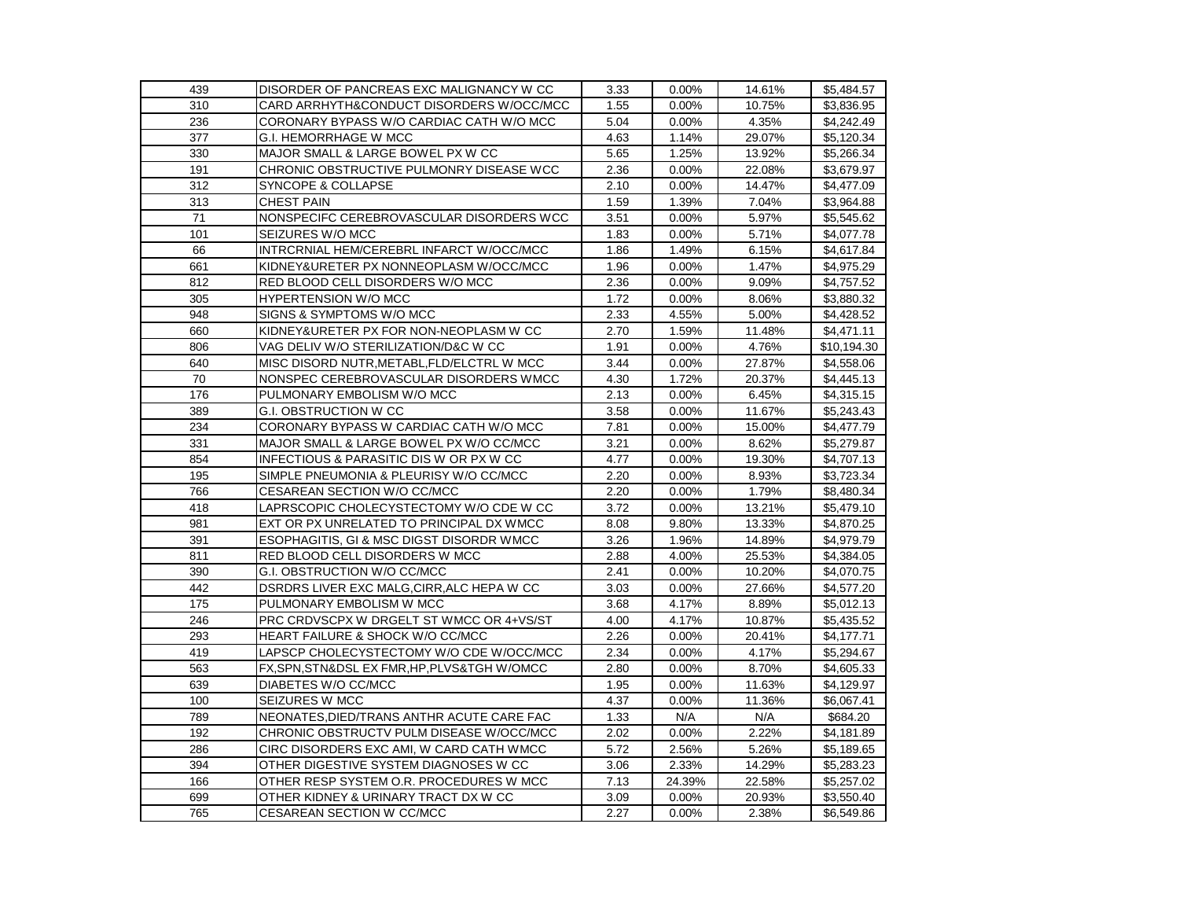| | | | | | |
|---|---|---|---|---|---|
| 439 | DISORDER OF PANCREAS EXC MALIGNANCY W CC | 3.33 | 0.00% | 14.61% | $5,484.57 |
| 310 | CARD ARRHYTH&CONDUCT DISORDERS W/OCC/MCC | 1.55 | 0.00% | 10.75% | $3,836.95 |
| 236 | CORONARY BYPASS W/O CARDIAC CATH W/O MCC | 5.04 | 0.00% | 4.35% | $4,242.49 |
| 377 | G.I. HEMORRHAGE W MCC | 4.63 | 1.14% | 29.07% | $5,120.34 |
| 330 | MAJOR SMALL & LARGE BOWEL PX W CC | 5.65 | 1.25% | 13.92% | $5,266.34 |
| 191 | CHRONIC OBSTRUCTIVE PULMONRY DISEASE WCC | 2.36 | 0.00% | 22.08% | $3,679.97 |
| 312 | SYNCOPE & COLLAPSE | 2.10 | 0.00% | 14.47% | $4,477.09 |
| 313 | CHEST PAIN | 1.59 | 1.39% | 7.04% | $3,964.88 |
| 71 | NONSPECIFC CEREBROVASCULAR DISORDERS WCC | 3.51 | 0.00% | 5.97% | $5,545.62 |
| 101 | SEIZURES W/O MCC | 1.83 | 0.00% | 5.71% | $4,077.78 |
| 66 | INTRCRNIAL HEM/CEREBRL INFARCT W/OCC/MCC | 1.86 | 1.49% | 6.15% | $4,617.84 |
| 661 | KIDNEY&URETER PX NONNEOPLASM W/OCC/MCC | 1.96 | 0.00% | 1.47% | $4,975.29 |
| 812 | RED BLOOD CELL DISORDERS W/O MCC | 2.36 | 0.00% | 9.09% | $4,757.52 |
| 305 | HYPERTENSION W/O MCC | 1.72 | 0.00% | 8.06% | $3,880.32 |
| 948 | SIGNS & SYMPTOMS W/O MCC | 2.33 | 4.55% | 5.00% | $4,428.52 |
| 660 | KIDNEY&URETER PX FOR NON-NEOPLASM W CC | 2.70 | 1.59% | 11.48% | $4,471.11 |
| 806 | VAG DELIV W/O STERILIZATION/D&C W CC | 1.91 | 0.00% | 4.76% | $10,194.30 |
| 640 | MISC DISORD NUTR,METABL,FLD/ELCTRL W MCC | 3.44 | 0.00% | 27.87% | $4,558.06 |
| 70 | NONSPEC CEREBROVASCULAR DISORDERS WMCC | 4.30 | 1.72% | 20.37% | $4,445.13 |
| 176 | PULMONARY EMBOLISM W/O MCC | 2.13 | 0.00% | 6.45% | $4,315.15 |
| 389 | G.I. OBSTRUCTION W CC | 3.58 | 0.00% | 11.67% | $5,243.43 |
| 234 | CORONARY BYPASS W CARDIAC CATH W/O MCC | 7.81 | 0.00% | 15.00% | $4,477.79 |
| 331 | MAJOR SMALL & LARGE BOWEL PX W/O CC/MCC | 3.21 | 0.00% | 8.62% | $5,279.87 |
| 854 | INFECTIOUS & PARASITIC DIS W OR PX W CC | 4.77 | 0.00% | 19.30% | $4,707.13 |
| 195 | SIMPLE PNEUMONIA & PLEURISY W/O CC/MCC | 2.20 | 0.00% | 8.93% | $3,723.34 |
| 766 | CESAREAN SECTION W/O CC/MCC | 2.20 | 0.00% | 1.79% | $8,480.34 |
| 418 | LAPRSCOPIC CHOLECYSTECTOMY W/O CDE W CC | 3.72 | 0.00% | 13.21% | $5,479.10 |
| 981 | EXT OR PX UNRELATED TO PRINCIPAL DX WMCC | 8.08 | 9.80% | 13.33% | $4,870.25 |
| 391 | ESOPHAGITIS, GI & MSC DIGST DISORDR WMCC | 3.26 | 1.96% | 14.89% | $4,979.79 |
| 811 | RED BLOOD CELL DISORDERS W MCC | 2.88 | 4.00% | 25.53% | $4,384.05 |
| 390 | G.I. OBSTRUCTION W/O CC/MCC | 2.41 | 0.00% | 10.20% | $4,070.75 |
| 442 | DSRDRS LIVER EXC MALG,CIRR,ALC HEPA W CC | 3.03 | 0.00% | 27.66% | $4,577.20 |
| 175 | PULMONARY EMBOLISM W MCC | 3.68 | 4.17% | 8.89% | $5,012.13 |
| 246 | PRC CRDVSCPX W DRGELT ST WMCC OR 4+VS/ST | 4.00 | 4.17% | 10.87% | $5,435.52 |
| 293 | HEART FAILURE & SHOCK W/O CC/MCC | 2.26 | 0.00% | 20.41% | $4,177.71 |
| 419 | LAPSCP CHOLECYSTECTOMY W/O CDE W/OCC/MCC | 2.34 | 0.00% | 4.17% | $5,294.67 |
| 563 | FX,SPN,STN&DSL EX FMR,HP,PLVS&TGH W/OMCC | 2.80 | 0.00% | 8.70% | $4,605.33 |
| 639 | DIABETES W/O CC/MCC | 1.95 | 0.00% | 11.63% | $4,129.97 |
| 100 | SEIZURES W MCC | 4.37 | 0.00% | 11.36% | $6,067.41 |
| 789 | NEONATES,DIED/TRANS ANTHR ACUTE CARE FAC | 1.33 | N/A | N/A | $684.20 |
| 192 | CHRONIC OBSTRUCTV PULM DISEASE W/OCC/MCC | 2.02 | 0.00% | 2.22% | $4,181.89 |
| 286 | CIRC DISORDERS EXC AMI, W CARD CATH WMCC | 5.72 | 2.56% | 5.26% | $5,189.65 |
| 394 | OTHER DIGESTIVE SYSTEM DIAGNOSES W CC | 3.06 | 2.33% | 14.29% | $5,283.23 |
| 166 | OTHER RESP SYSTEM O.R. PROCEDURES W MCC | 7.13 | 24.39% | 22.58% | $5,257.02 |
| 699 | OTHER KIDNEY & URINARY TRACT DX W CC | 3.09 | 0.00% | 20.93% | $3,550.40 |
| 765 | CESAREAN SECTION W CC/MCC | 2.27 | 0.00% | 2.38% | $6,549.86 |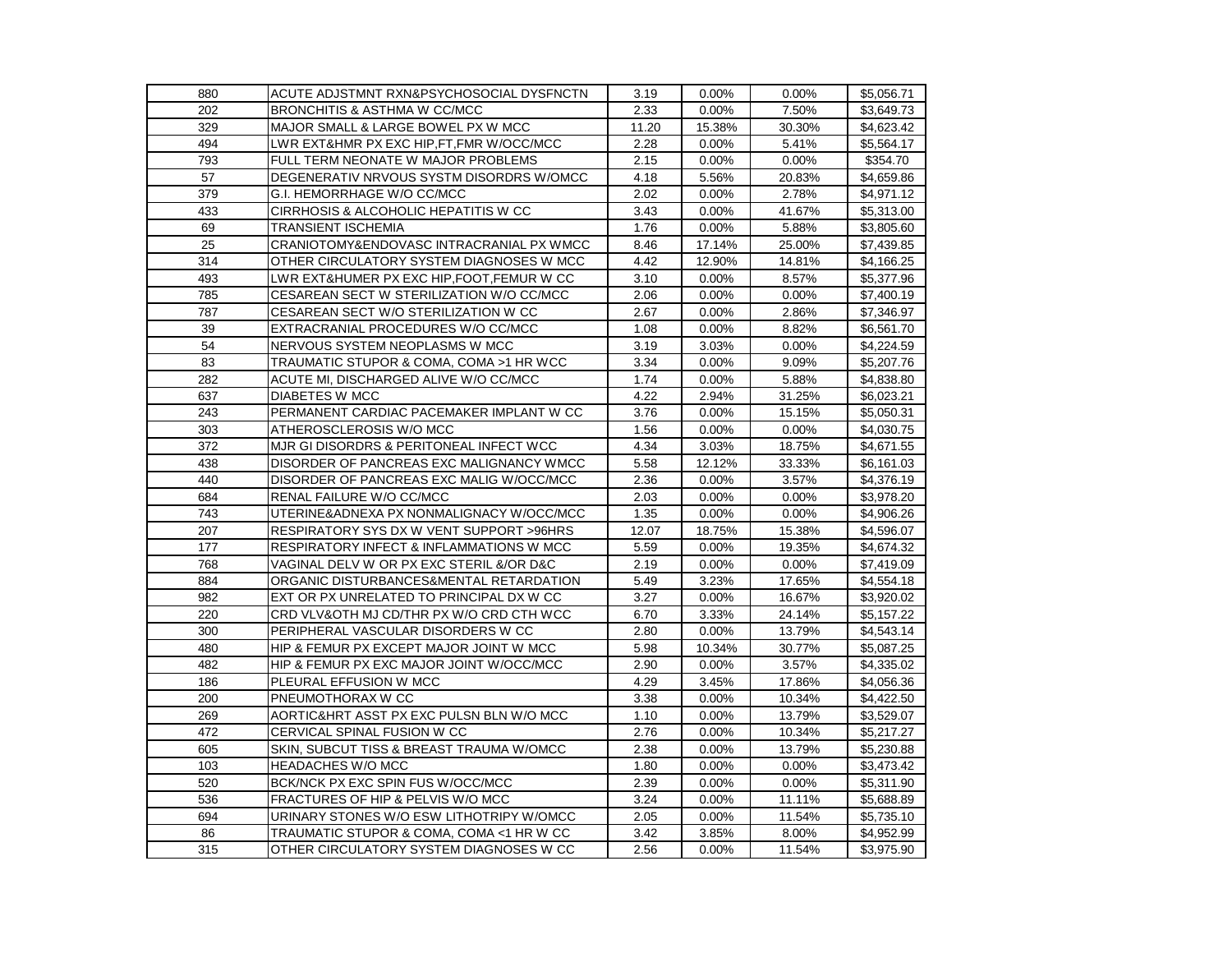| | | | | | |
|---|---|---|---|---|---|
| 880 | ACUTE ADJSTMNT RXN&PSYCHOSOCIAL DYSFNCTN | 3.19 | 0.00% | 0.00% | $5,056.71 |
| 202 | BRONCHITIS & ASTHMA W CC/MCC | 2.33 | 0.00% | 7.50% | $3,649.73 |
| 329 | MAJOR SMALL & LARGE BOWEL PX W MCC | 11.20 | 15.38% | 30.30% | $4,623.42 |
| 494 | LWR EXT&HMR PX EXC HIP,FT,FMR W/OCC/MCC | 2.28 | 0.00% | 5.41% | $5,564.17 |
| 793 | FULL TERM NEONATE W MAJOR PROBLEMS | 2.15 | 0.00% | 0.00% | $354.70 |
| 57 | DEGENERATIV NRVOUS SYSTM DISORDRS W/OMCC | 4.18 | 5.56% | 20.83% | $4,659.86 |
| 379 | G.I. HEMORRHAGE W/O CC/MCC | 2.02 | 0.00% | 2.78% | $4,971.12 |
| 433 | CIRRHOSIS & ALCOHOLIC HEPATITIS W CC | 3.43 | 0.00% | 41.67% | $5,313.00 |
| 69 | TRANSIENT ISCHEMIA | 1.76 | 0.00% | 5.88% | $3,805.60 |
| 25 | CRANIOTOMY&ENDOVASC INTRACRANIAL PX WMCC | 8.46 | 17.14% | 25.00% | $7,439.85 |
| 314 | OTHER CIRCULATORY SYSTEM DIAGNOSES W MCC | 4.42 | 12.90% | 14.81% | $4,166.25 |
| 493 | LWR EXT&HUMER PX EXC HIP,FOOT,FEMUR W CC | 3.10 | 0.00% | 8.57% | $5,377.96 |
| 785 | CESAREAN SECT W STERILIZATION W/O CC/MCC | 2.06 | 0.00% | 0.00% | $7,400.19 |
| 787 | CESAREAN SECT W/O STERILIZATION W CC | 2.67 | 0.00% | 2.86% | $7,346.97 |
| 39 | EXTRACRANIAL PROCEDURES W/O CC/MCC | 1.08 | 0.00% | 8.82% | $6,561.70 |
| 54 | NERVOUS SYSTEM NEOPLASMS W MCC | 3.19 | 3.03% | 0.00% | $4,224.59 |
| 83 | TRAUMATIC STUPOR & COMA, COMA >1 HR WCC | 3.34 | 0.00% | 9.09% | $5,207.76 |
| 282 | ACUTE MI, DISCHARGED ALIVE W/O CC/MCC | 1.74 | 0.00% | 5.88% | $4,838.80 |
| 637 | DIABETES W MCC | 4.22 | 2.94% | 31.25% | $6,023.21 |
| 243 | PERMANENT CARDIAC PACEMAKER IMPLANT W CC | 3.76 | 0.00% | 15.15% | $5,050.31 |
| 303 | ATHEROSCLEROSIS W/O MCC | 1.56 | 0.00% | 0.00% | $4,030.75 |
| 372 | MJR GI DISORDRS & PERITONEAL INFECT WCC | 4.34 | 3.03% | 18.75% | $4,671.55 |
| 438 | DISORDER OF PANCREAS EXC MALIGNANCY WMCC | 5.58 | 12.12% | 33.33% | $6,161.03 |
| 440 | DISORDER OF PANCREAS EXC MALIG W/OCC/MCC | 2.36 | 0.00% | 3.57% | $4,376.19 |
| 684 | RENAL FAILURE W/O CC/MCC | 2.03 | 0.00% | 0.00% | $3,978.20 |
| 743 | UTERINE&ADNEXA PX NONMALIGNACY W/OCC/MCC | 1.35 | 0.00% | 0.00% | $4,906.26 |
| 207 | RESPIRATORY SYS DX W VENT SUPPORT >96HRS | 12.07 | 18.75% | 15.38% | $4,596.07 |
| 177 | RESPIRATORY INFECT & INFLAMMATIONS W MCC | 5.59 | 0.00% | 19.35% | $4,674.32 |
| 768 | VAGINAL DELV W OR PX EXC STERIL &/OR D&C | 2.19 | 0.00% | 0.00% | $7,419.09 |
| 884 | ORGANIC DISTURBANCES&MENTAL RETARDATION | 5.49 | 3.23% | 17.65% | $4,554.18 |
| 982 | EXT OR PX UNRELATED TO PRINCIPAL DX W CC | 3.27 | 0.00% | 16.67% | $3,920.02 |
| 220 | CRD VLV&OTH MJ CD/THR PX W/O CRD CTH WCC | 6.70 | 3.33% | 24.14% | $5,157.22 |
| 300 | PERIPHERAL VASCULAR DISORDERS W CC | 2.80 | 0.00% | 13.79% | $4,543.14 |
| 480 | HIP & FEMUR PX EXCEPT MAJOR JOINT W MCC | 5.98 | 10.34% | 30.77% | $5,087.25 |
| 482 | HIP & FEMUR PX EXC MAJOR JOINT W/OCC/MCC | 2.90 | 0.00% | 3.57% | $4,335.02 |
| 186 | PLEURAL EFFUSION W MCC | 4.29 | 3.45% | 17.86% | $4,056.36 |
| 200 | PNEUMOTHORAX W CC | 3.38 | 0.00% | 10.34% | $4,422.50 |
| 269 | AORTIC&HRT ASST PX EXC PULSN BLN W/O MCC | 1.10 | 0.00% | 13.79% | $3,529.07 |
| 472 | CERVICAL SPINAL FUSION W CC | 2.76 | 0.00% | 10.34% | $5,217.27 |
| 605 | SKIN, SUBCUT TISS & BREAST TRAUMA W/OMCC | 2.38 | 0.00% | 13.79% | $5,230.88 |
| 103 | HEADACHES W/O MCC | 1.80 | 0.00% | 0.00% | $3,473.42 |
| 520 | BCK/NCK PX EXC SPIN FUS W/OCC/MCC | 2.39 | 0.00% | 0.00% | $5,311.90 |
| 536 | FRACTURES OF HIP & PELVIS W/O MCC | 3.24 | 0.00% | 11.11% | $5,688.89 |
| 694 | URINARY STONES W/O ESW LITHOTRIPY W/OMCC | 2.05 | 0.00% | 11.54% | $5,735.10 |
| 86 | TRAUMATIC STUPOR & COMA, COMA <1 HR W CC | 3.42 | 3.85% | 8.00% | $4,952.99 |
| 315 | OTHER CIRCULATORY SYSTEM DIAGNOSES W CC | 2.56 | 0.00% | 11.54% | $3,975.90 |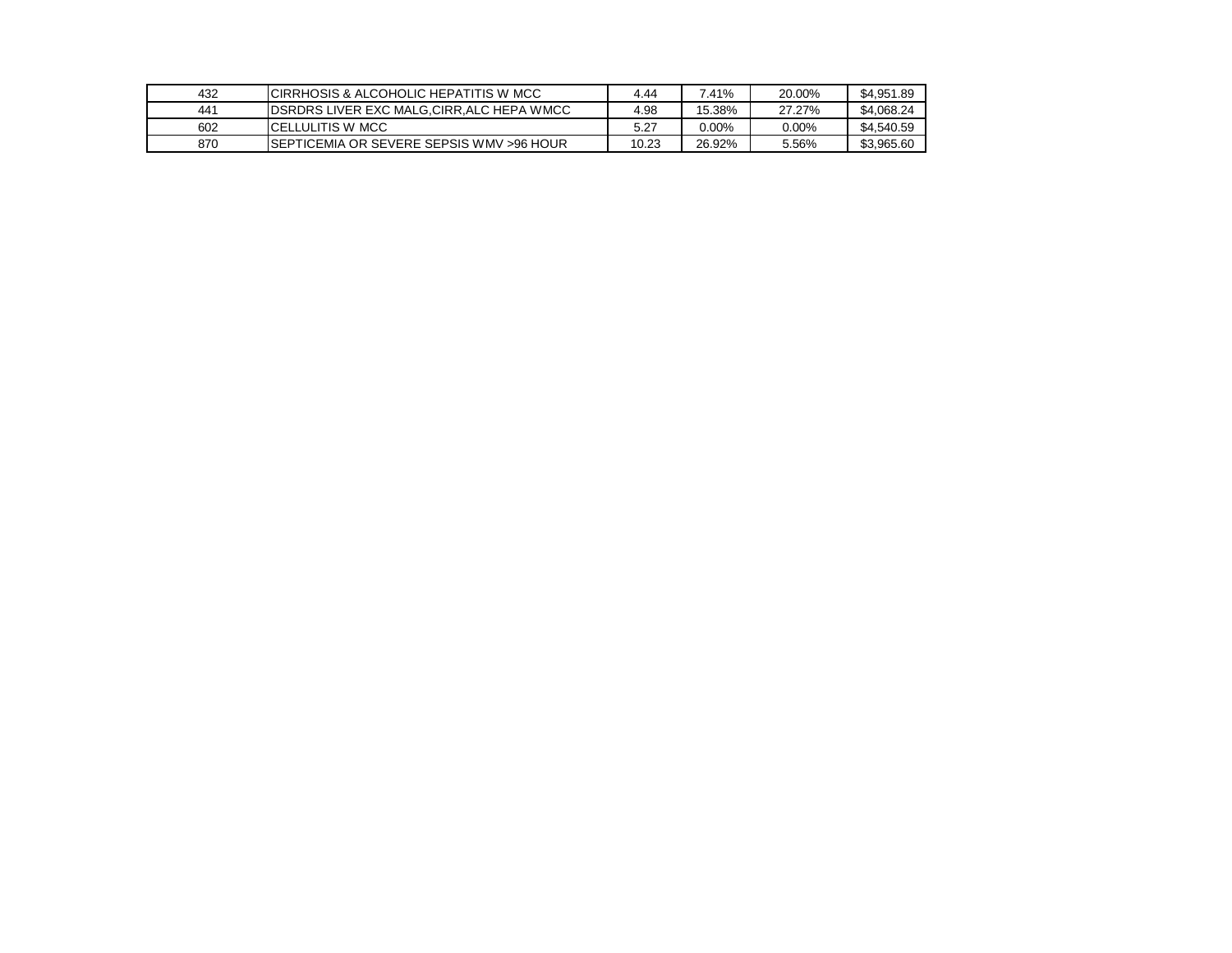| | | | | | |
|---|---|---|---|---|---|
| 432 | CIRRHOSIS & ALCOHOLIC HEPATITIS W MCC | 4.44 | 7.41% | 20.00% | $4,951.89 |
| 441 | DSRDRS LIVER EXC MALG,CIRR,ALC HEPA WMCC | 4.98 | 15.38% | 27.27% | $4,068.24 |
| 602 | CELLULITIS W MCC | 5.27 | 0.00% | 0.00% | $4,540.59 |
| 870 | SEPTICEMIA OR SEVERE SEPSIS WMV >96 HOUR | 10.23 | 26.92% | 5.56% | $3,965.60 |